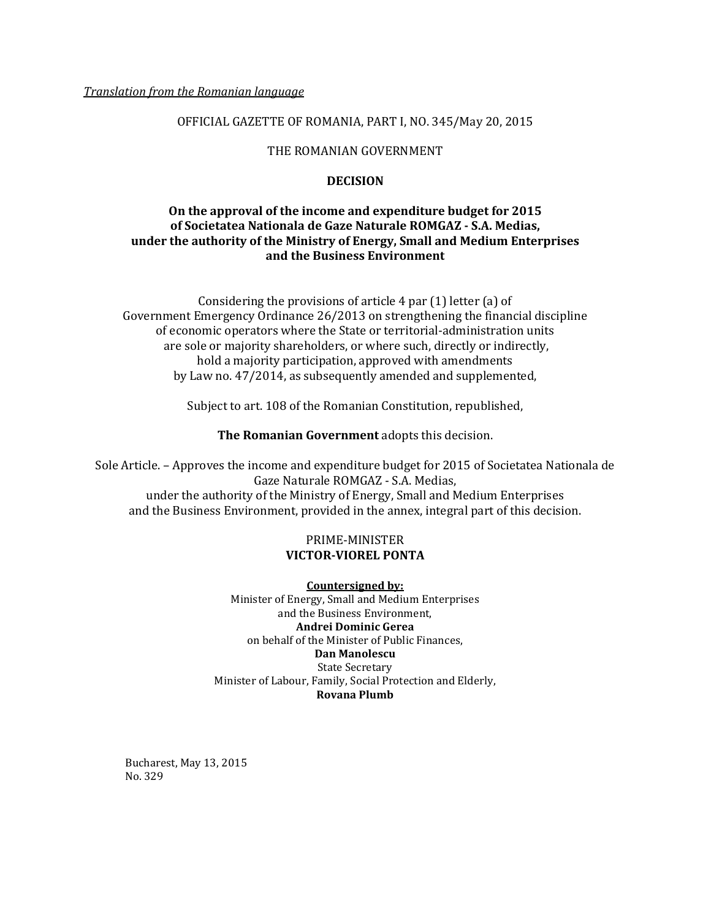*Translation from the Romanian language*

OFFICIAL GAZETTE OF ROMANIA, PART I, NO. 345/May 20, 2015

THE ROMANIAN GOVERNMENT

# DECISION

## On the approval of the income and expenditure budget for 2015 of Societatea Nationala de Gaze Naturale ROMGAZ - S.A. Medias, under the authority of the Ministry of Energy, Small and Medium Enterprises and the Business Environment

Considering the provisions of article 4 par (1) letter (a) of Government Emergency Ordinance 26/2013 on strengthening the financial discipline of economic operators where the State or territorial-administration units are sole or majority shareholders, or where such, directly or indirectly, hold a majority participation, approved with amendments by Law no. 47/2014, as subsequently amended and supplemented,

Subject to art. 108 of the Romanian Constitution, republished,

**The Romanian Government** adopts this decision.

Sole Article. – Approves the income and expenditure budget for 2015 of Societatea Nationala de Gaze Naturale ROMGAZ - S.A. Medias, under the authority of the Ministry of Energy, Small and Medium Enterprises and the Business Environment, provided in the annex, integral part of this decision.

PRIME-MINISTER
**VICTOR-VIOREL PONTA**

**Countersigned by:**

Minister of Energy, Small and Medium Enterprises and the Business Environment,
**Andrei Dominic Gerea**

on behalf of the Minister of Public Finances,
**Dan Manolescu**
State Secretary

Minister of Labour, Family, Social Protection and Elderly,
**Rovana Plumb**

Bucharest, May 13, 2015
No. 329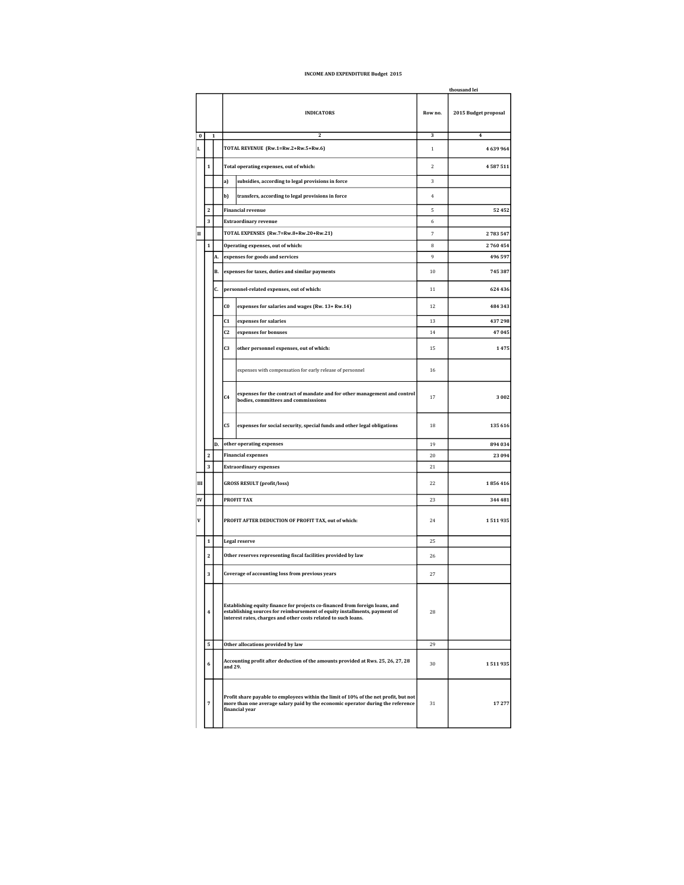# INCOME AND EXPENDITURE Budget 2015

thousand lei

| | | | | INDICATORS | Row no. | 2015 Budget proposal |
|---|---|---|---|---|---|---|
| 0 | 1 | | | 2 | 3 | 4 |
| I. | | | | TOTAL REVENUE (Rw.1=Rw.2+Rw.5+Rw.6) | 1 | 4 639 964 |
| | 1 | | | Total operating expenses, out of which: | 2 | 4 587 511 |
| | | | a) | subsidies, according to legal provisions in force | 3 | |
| | | | b) | transfers, according to legal provisions in force | 4 | |
| | 2 | | | Financial revenue | 5 | 52 452 |
| | 3 | | | Extraordinary revenue | 6 | |
| II | | | | TOTAL EXPENSES (Rw.7=Rw.8+Rw.20+Rw.21) | 7 | 2 783 547 |
| | 1 | | | Operating expenses, out of which: | 8 | 2 760 454 |
| | | A. | | expenses for goods and services | 9 | 496 597 |
| | | B. | | expenses for taxes, duties and similar payments | 10 | 745 387 |
| | | C. | | personnel-related expenses, out of which: | 11 | 624 436 |
| | | | C0 | expenses for salaries and wages (Rw. 13+ Rw.14) | 12 | 484 343 |
| | | | C1 | expenses for salaries | 13 | 437 298 |
| | | | C2 | expenses for bonuses | 14 | 47 045 |
| | | | C3 | other personnel expenses, out of which: | 15 | 1 475 |
| | | | | expenses with compensation for early release of personnel | 16 | |
| | | | C4 | expenses for the contract of mandate and for other management and control bodies, committees and commisssions | 17 | 3 002 |
| | | | C5 | expenses for social security, special funds and other legal obligations | 18 | 135 616 |
| | | D. | | other operating expenses | 19 | 894 034 |
| | 2 | | | Financial expenses | 20 | 23 094 |
| | 3 | | | Extraordinary expenses | 21 | |
| III | | | | GROSS RESULT (profit/loss) | 22 | 1 856 416 |
| IV | | | | PROFIT TAX | 23 | 344 481 |
| V | | | | PROFIT AFTER DEDUCTION OF PROFIT TAX, out of which: | 24 | 1 511 935 |
| | 1 | | | Legal reserve | 25 | |
| | 2 | | | Other reserves representing fiscal facilities provided by law | 26 | |
| | 3 | | | Coverage of accounting loss from previous years | 27 | |
| | 4 | | | Establishing equity finance for projects co-financed from foreign loans, and establishing sources for reimbursement of equity installments, payment of interest rates, charges and other costs related to such loans. | 28 | |
| | 5 | | | Other allocations provided by law | 29 | |
| | 6 | | | Accounting profit after deduction of the amounts provided at Rws. 25, 26, 27, 28 and 29. | 30 | 1 511 935 |
| | 7 | | | Profit share payable to employees within the limit of 10% of the net profit, but not more than one average salary paid by the economic operator during the reference financial year | 31 | 17 277 |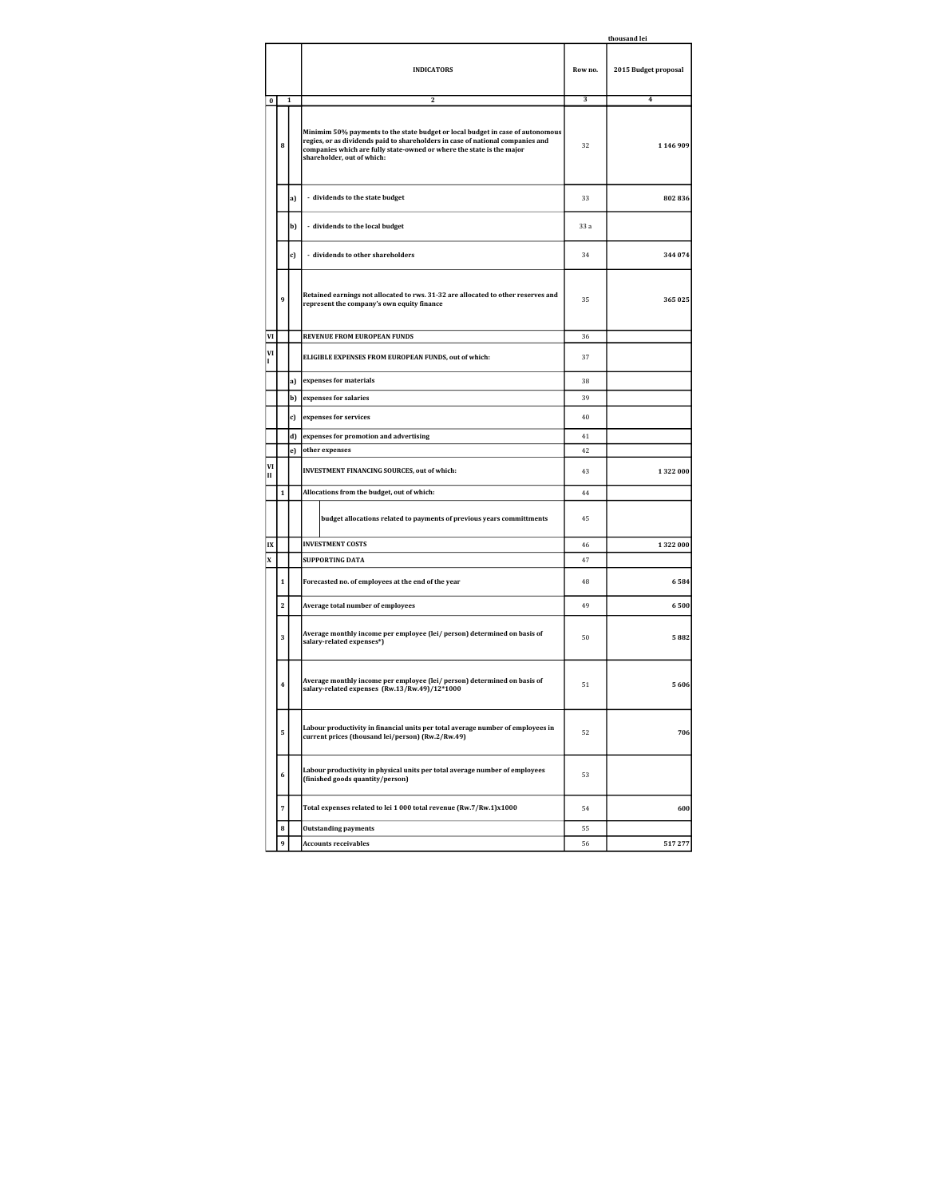thousand lei

| | | | INDICATORS | Row no. | 2015 Budget proposal |
|---|---|---|---|---|---|
| 0 | 1 | | 2 | 3 | 4 |
| | 8 | | Minimim 50% payments to the state budget or local budget in case of autonomous regies, or as dividends paid to shareholders in case of national companies and companies which are fully state-owned or where the state is the major shareholder, out of which: | 32 | 1 146 909 |
| | | a) | - dividends to the state budget | 33 | 802 836 |
| | | b) | - dividends to the local budget | 33 a | |
| | | c) | - dividends to other shareholders | 34 | 344 074 |
| | 9 | | Retained earnings not allocated to rws. 31-32 are allocated to other reserves and represent the company's own equity finance | 35 | 365 025 |
| VI | | | REVENUE FROM EUROPEAN FUNDS | 36 | |
| VII | | | ELIGIBLE EXPENSES FROM EUROPEAN FUNDS, out of which: | 37 | |
| | | a) | expenses for materials | 38 | |
| | | b) | expenses for salaries | 39 | |
| | | c) | expenses for services | 40 | |
| | | d) | expenses for promotion and advertising | 41 | |
| | | e) | other expenses | 42 | |
| VIII | | | INVESTMENT FINANCING SOURCES, out of which: | 43 | 1 322 000 |
| | 1 | | Allocations from the budget, out of which: | 44 | |
| | | | budget allocations related to payments of previous years committments | 45 | |
| IX | | | INVESTMENT COSTS | 46 | 1 322 000 |
| X | | | SUPPORTING DATA | 47 | |
| | 1 | | Forecasted no. of employees at the end of the year | 48 | 6 584 |
| | 2 | | Average total number of employees | 49 | 6 500 |
| | 3 | | Average monthly income per employee (lei/ person) determined on basis of salary-related expenses*) | 50 | 5 882 |
| | 4 | | Average monthly income per employee (lei/ person) determined on basis of salary-related expenses (Rw.13/Rw.49)/12*1000 | 51 | 5 606 |
| | 5 | | Labour productivity in financial units per total average number of employees in current prices (thousand lei/person) (Rw.2/Rw.49) | 52 | 706 |
| | 6 | | Labour productivity in physical units per total average number of employees (finished goods quantity/person) | 53 | |
| | 7 | | Total expenses related to lei 1 000 total revenue (Rw.7/Rw.1)x1000 | 54 | 600 |
| | 8 | | Outstanding payments | 55 | |
| | 9 | | Accounts receivables | 56 | 517 277 |